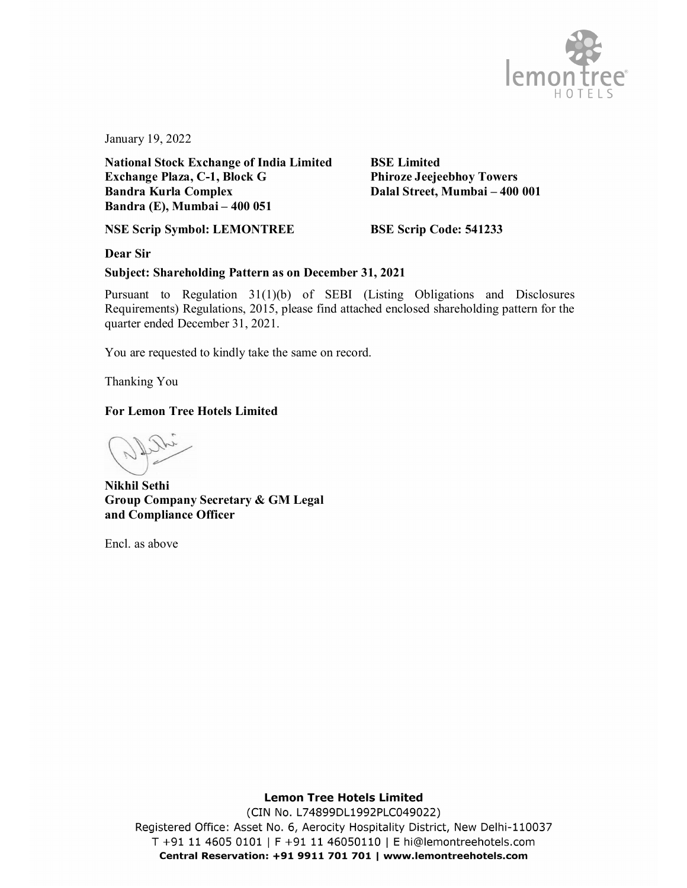January 19, 2022

**National Stock Exchange of India Limited**
**Exchange Plaza, C-1, Block G**
**Bandra Kurla Complex**
**Bandra (E), Mumbai – 400 051**

**BSE Limited**
**Phiroze Jeejeebhoy Towers**
**Dalal Street, Mumbai – 400 001**

**NSE Scrip Symbol: LEMONTREE**

**BSE Scrip Code: 541233**

**Dear Sir**

**Subject: Shareholding Pattern as on December 31, 2021**

Pursuant to Regulation 31(1)(b) of SEBI (Listing Obligations and Disclosures Requirements) Regulations, 2015, please find attached enclosed shareholding pattern for the quarter ended December 31, 2021.

You are requested to kindly take the same on record.

Thanking You

**For Lemon Tree Hotels Limited**

**Nikhil Sethi**
**Group Company Secretary & GM Legal and Compliance Officer**

Encl. as above

**Lemon Tree Hotels Limited**
(CIN No. L74899DL1992PLC049022)
Registered Office: Asset No. 6, Aerocity Hospitality District, New Delhi-110037
T +91 11 4605 0101 | F +91 11 46050110 | E hi@lemontreehotels.com
**Central Reservation: +91 9911 701 701 | www.lemontreehotels.com**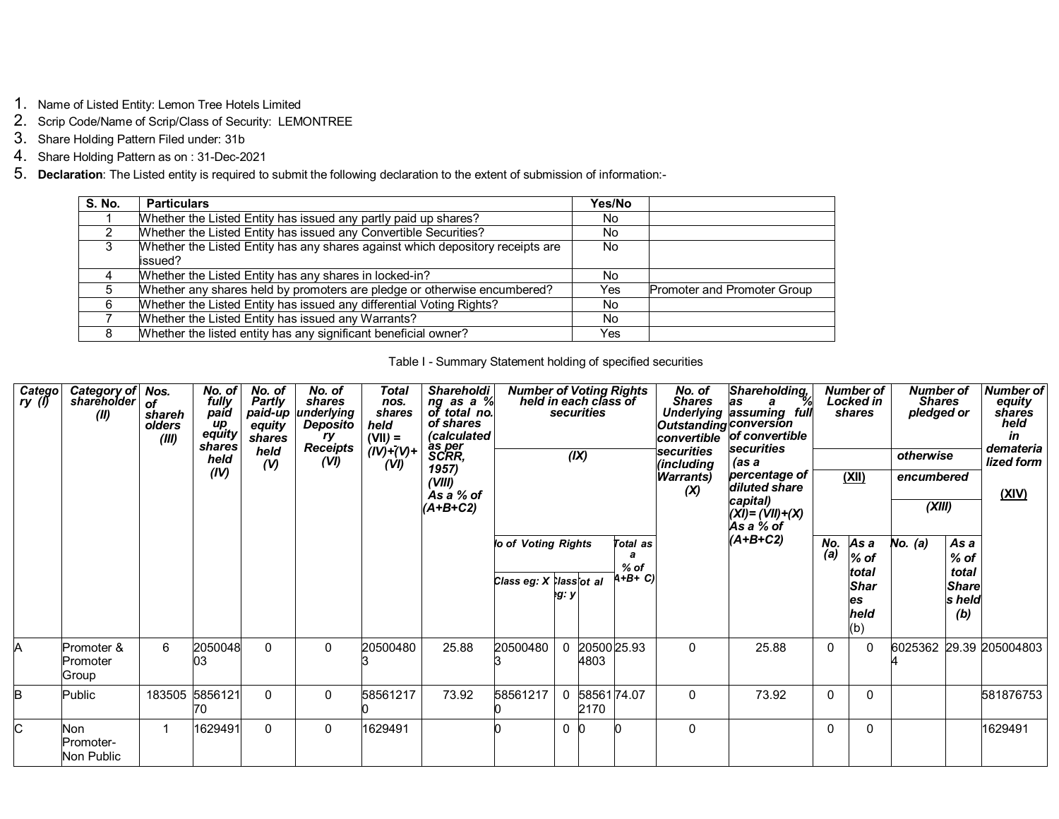1. Name of Listed Entity: Lemon Tree Hotels Limited
2. Scrip Code/Name of Scrip/Class of Security: LEMONTREE
3. Share Holding Pattern Filed under: 31b
4. Share Holding Pattern as on : 31-Dec-2021
5. **Declaration**: The Listed entity is required to submit the following declaration to the extent of submission of information:-

| S. No. | Particulars | Yes/No | |
|---|---|---|---|
| 1 | Whether the Listed Entity has issued any partly paid up shares? | No | |
| 2 | Whether the Listed Entity has issued any Convertible Securities? | No | |
| 3 | Whether the Listed Entity has any shares against which depository receipts are issued? | No | |
| 4 | Whether the Listed Entity has any shares in locked-in? | No | |
| 5 | Whether any shares held by promoters are pledge or otherwise encumbered? | Yes | Promoter and Promoter Group |
| 6 | Whether the Listed Entity has issued any differential Voting Rights? | No | |
| 7 | Whether the Listed Entity has issued any Warrants? | No | |
| 8 | Whether the listed entity has any significant beneficial owner? | Yes | |

Table I - Summary Statement holding of specified securities

| Category (I) | Category of shareholder (II) | Nos. of shareholders (III) | No. of fully paid up equity shares held (IV) | No. of Partly paid-up equity shares held (V) | No. of shares underlying Depository Receipts (VI) | Total nos. shares held (VII) = (IV)+(V)+ (VI) | Shareholding as a % of total no. of shares (calculated as per SCRR, 1957) (VIII) As a % of (A+B+C2) | Number of Voting Rights held in each class of securities (IX) | | | | No. of Shares Underlying Outstanding convertible securities (including Warrants) (X) | Shareholding, as a % assuming full conversion of convertible securities (as a percentage of diluted share capital) (XI)= (VII)+(X) As a % of (A+B+C2) | Number of Locked in shares (XII) | | Number of Shares pledged or otherwise encumbered (XIII) | | Number of equity shares held in dematerialized form (XIV) |
|---|---|---|---|---|---|---|---|---|---|---|---|---|---|---|---|---|---|---|
| | | | | | | | | No of Voting Rights | | | Total as a % of (A+B+ C) | | | No. (a) | As a % of total Shares held (b) | No. (a) | As a % of total Shares held (b) | |
| | | | | | | | | Class eg: X | Class eg: y | Total | | | | | | | | |
| A | Promoter & Promoter Group | 6 | 205004803 | 0 | 0 | 205004803 | 25.88 | 205004803 | 0 | 205004803 | 25.93 | 0 | 25.88 | 0 | 0 | 60253624 | 29.39 | 205004803 |
| B | Public | 183505 | 585612170 | 0 | 0 | 585612170 | 73.92 | 585612170 | 0 | 585612170 | 74.07 | 0 | 73.92 | 0 | 0 | | | 581876753 |
| C | Non Promoter- Non Public | 1 | 1629491 | 0 | 0 | 1629491 | | 0 | 0 | 0 | 0 | 0 | | 0 | 0 | | | 1629491 |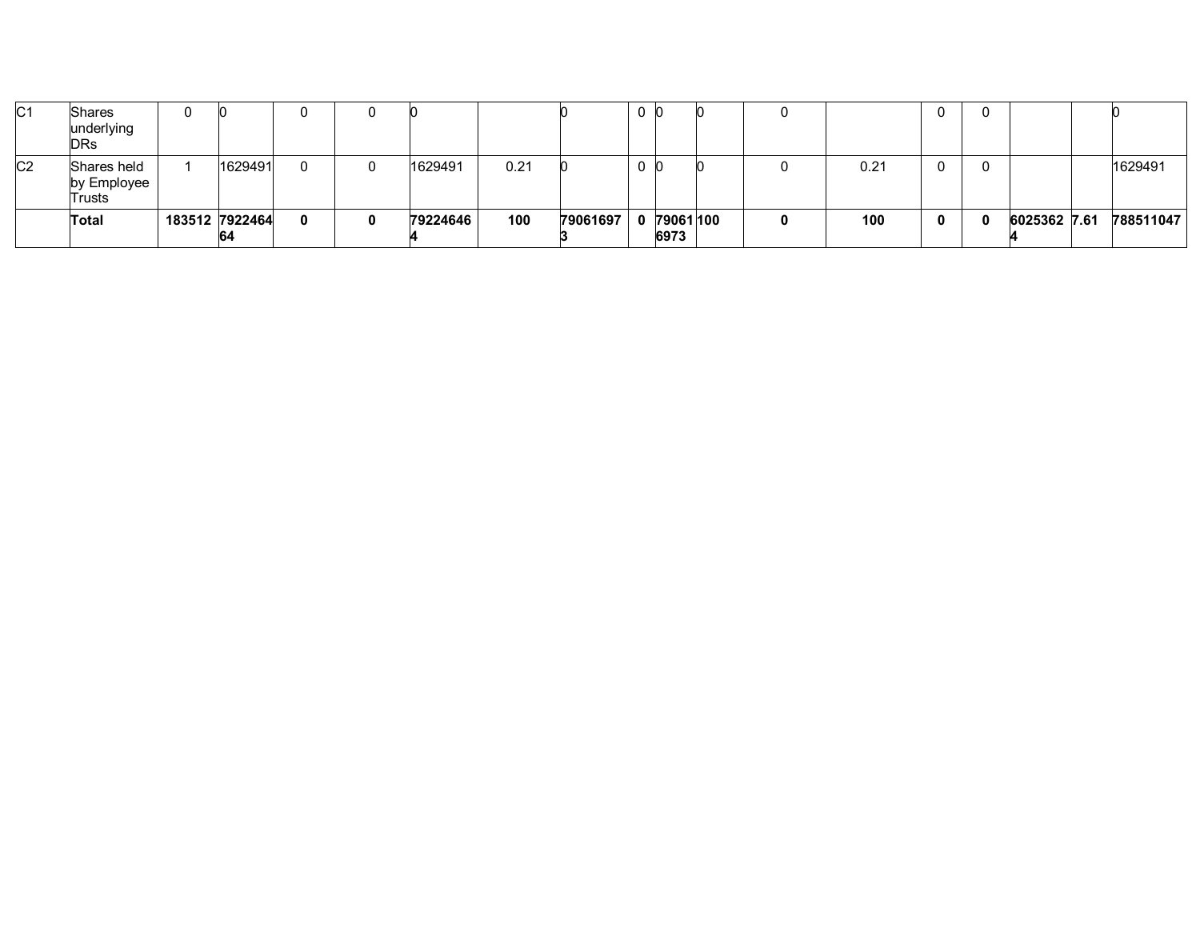| C1 | Shares underlying DRs | 0 | 0 | 0 | 0 | 0 | | 0 | 0 | 0 | 0 | 0 | | 0 | 0 | | | 0 |
|---|---|---|---|---|---|---|---|---|---|---|---|---|---|---|---|---|---|---|
| C2 | Shares held by Employee Trusts | 1 | 1629491 | 0 | 0 | 1629491 | 0.21 | 0 | 0 | 0 | 0 | 0 | 0.21 | 0 | 0 | | | 1629491 |
| | **Total** | **183512** | **792246464** | **0** | **0** | **792246464** | **100** | **790616973** | **0** | **790616973** | **100** | **0** | **100** | **0** | **0** | **60253624** | **7.61** | **788511047** |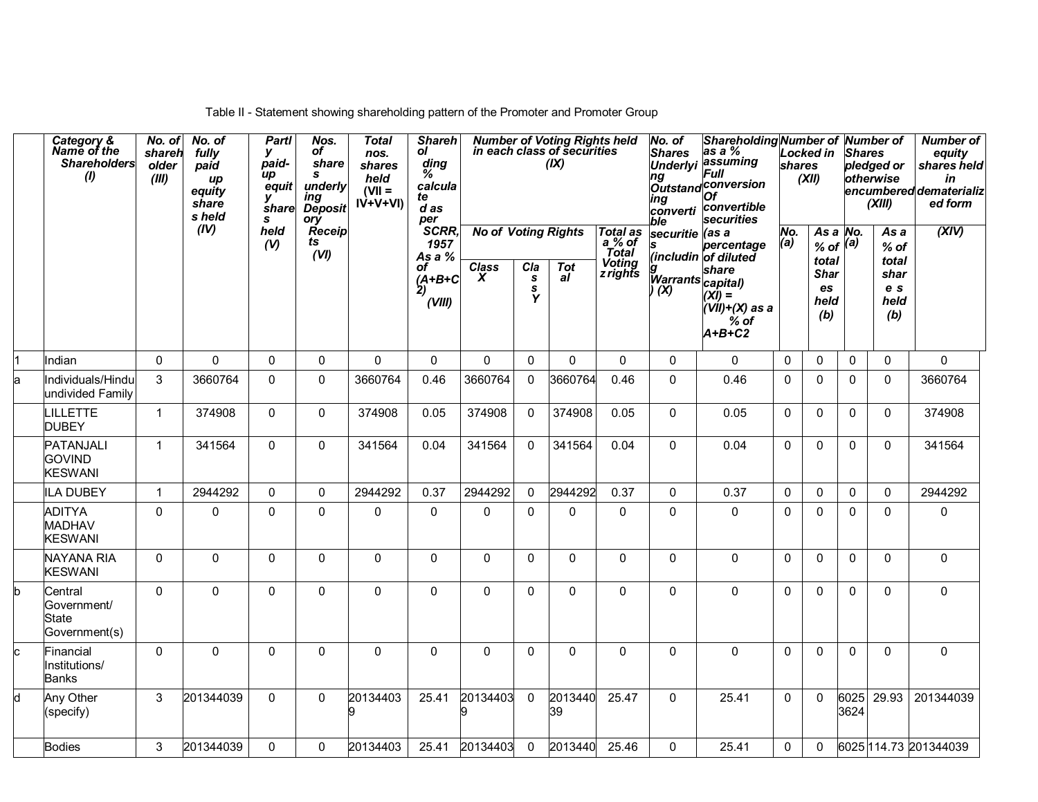Table II - Statement showing shareholding pattern of the Promoter and Promoter Group

| | Category & Name of the Shareholders (I) | No. of shareholder (III) | No. of fully paid up equity shares held (IV) | Partly paid-up equity shares held (V) | Nos. of shares underlying Depository Receipts (VI) | Total nos. shares held (VII = IV+V+VI) | Shareholding % calculated as per SCRR, 1957 As a % of (A+B+C2) (VIII) | Number of Voting Rights held in each class of securities (IX) | | | | No. of Shares Underlying Outstanding convertible securities (including Warrants) (X) | Shareholding as a % assuming Full conversion Of convertible securities (as a percentage of diluted share capital) (XI) = (VII)+(X) as a % of A+B+C2 | Number of Locked in shares (XII) | | Number of Shares pledged or otherwise encumbered (XIII) | | Number of equity shares held in dematerialized form (XIV) |
|---|---|---|---|---|---|---|---|---|---|---|---|---|---|---|---|---|---|---|
| | | | | | | | | No of Voting Rights | | | Total as a % of Total Voting rights | | | No. (a) | As a % of total Shares held (b) | No. (a) | As a % of total shares held (b) | |
| | | | | | | | | Class X | Class Y | Total | | | | | | | | |
| 1 | Indian | 0 | 0 | 0 | 0 | 0 | 0 | 0 | 0 | 0 | 0 | 0 | 0 | 0 | 0 | 0 | 0 | 0 |
| a | Individuals/Hindu undivided Family | 3 | 3660764 | 0 | 0 | 3660764 | 0.46 | 3660764 | 0 | 3660764 | 0.46 | 0 | 0.46 | 0 | 0 | 0 | 0 | 3660764 |
| | LILLETTE DUBEY | 1 | 374908 | 0 | 0 | 374908 | 0.05 | 374908 | 0 | 374908 | 0.05 | 0 | 0.05 | 0 | 0 | 0 | 0 | 374908 |
| | PATANJALI GOVIND KESWANI | 1 | 341564 | 0 | 0 | 341564 | 0.04 | 341564 | 0 | 341564 | 0.04 | 0 | 0.04 | 0 | 0 | 0 | 0 | 341564 |
| | ILA DUBEY | 1 | 2944292 | 0 | 0 | 2944292 | 0.37 | 2944292 | 0 | 2944292 | 0.37 | 0 | 0.37 | 0 | 0 | 0 | 0 | 2944292 |
| | ADITYA MADHAV KESWANI | 0 | 0 | 0 | 0 | 0 | 0 | 0 | 0 | 0 | 0 | 0 | 0 | 0 | 0 | 0 | 0 | 0 |
| | NAYANA RIA KESWANI | 0 | 0 | 0 | 0 | 0 | 0 | 0 | 0 | 0 | 0 | 0 | 0 | 0 | 0 | 0 | 0 | 0 |
| b | Central Government/ State Government(s) | 0 | 0 | 0 | 0 | 0 | 0 | 0 | 0 | 0 | 0 | 0 | 0 | 0 | 0 | 0 | 0 | 0 |
| c | Financial Institutions/ Banks | 0 | 0 | 0 | 0 | 0 | 0 | 0 | 0 | 0 | 0 | 0 | 0 | 0 | 0 | 0 | 0 | 0 |
| d | Any Other (specify) | 3 | 201344039 | 0 | 0 | 201344039 | 25.41 | 201344039 | 0 | 201344039 | 25.47 | 0 | 25.41 | 0 | 0 | 60253624 | 29.93 | 201344039 |
| | Bodies | 3 | 201344039 | 0 | 0 | 20134403 | 25.41 | 20134403 | 0 | 2013440 | 25.46 | 0 | 25.41 | 0 | 0 | 6025 | 114.73 | 201344039 |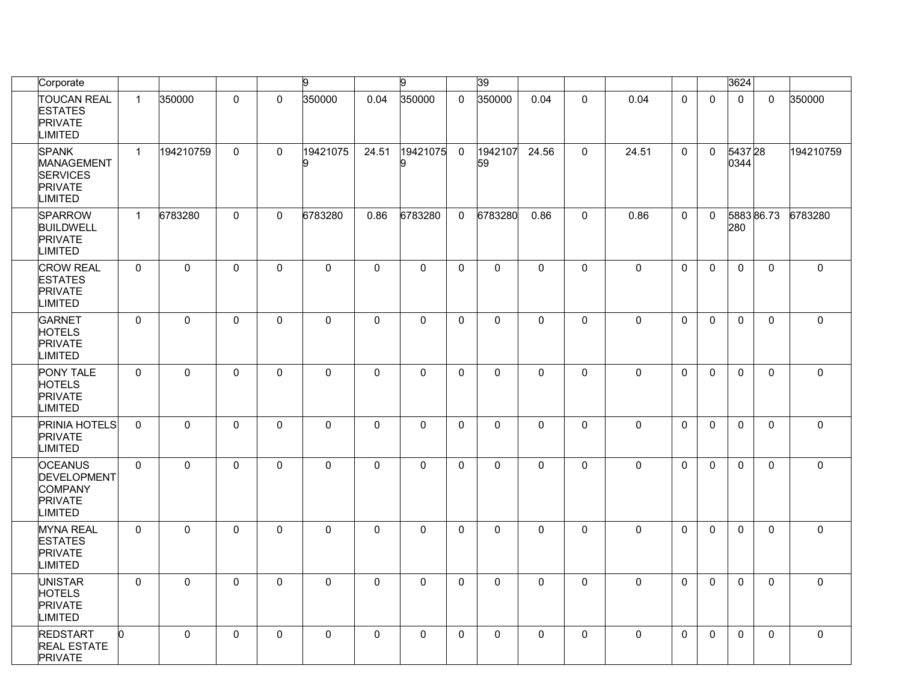| | Corporate | | | | | 9 | | 9 | | 39 | | | | | | 3624 | | |
|---|---|---|---|---|---|---|---|---|---|---|---|---|---|---|---|---|---|---|
| | TOUCAN REAL ESTATES PRIVATE LIMITED | 1 | 350000 | 0 | 0 | 350000 | 0.04 | 350000 | 0 | 350000 | 0.04 | 0 | 0.04 | 0 | 0 | 0 | 0 | 350000 |
| | SPANK MANAGEMENT SERVICES PRIVATE LIMITED | 1 | 194210759 | 0 | 0 | 194210759 | 24.51 | 194210759 | 0 | 194210759 | 24.56 | 0 | 24.51 | 0 | 0 | 54370344 | 28 | 194210759 |
| | SPARROW BUILDWELL PRIVATE LIMITED | 1 | 6783280 | 0 | 0 | 6783280 | 0.86 | 6783280 | 0 | 6783280 | 0.86 | 0 | 0.86 | 0 | 0 | 5883280 | 86.73 | 6783280 |
| | CROW REAL ESTATES PRIVATE LIMITED | 0 | 0 | 0 | 0 | 0 | 0 | 0 | 0 | 0 | 0 | 0 | 0 | 0 | 0 | 0 | 0 | 0 |
| | GARNET HOTELS PRIVATE LIMITED | 0 | 0 | 0 | 0 | 0 | 0 | 0 | 0 | 0 | 0 | 0 | 0 | 0 | 0 | 0 | 0 | 0 |
| | PONY TALE HOTELS PRIVATE LIMITED | 0 | 0 | 0 | 0 | 0 | 0 | 0 | 0 | 0 | 0 | 0 | 0 | 0 | 0 | 0 | 0 | 0 |
| | PRINIA HOTELS PRIVATE LIMITED | 0 | 0 | 0 | 0 | 0 | 0 | 0 | 0 | 0 | 0 | 0 | 0 | 0 | 0 | 0 | 0 | 0 |
| | OCEANUS DEVELOPMENT COMPANY PRIVATE LIMITED | 0 | 0 | 0 | 0 | 0 | 0 | 0 | 0 | 0 | 0 | 0 | 0 | 0 | 0 | 0 | 0 | 0 |
| | MYNA REAL ESTATES PRIVATE LIMITED | 0 | 0 | 0 | 0 | 0 | 0 | 0 | 0 | 0 | 0 | 0 | 0 | 0 | 0 | 0 | 0 | 0 |
| | UNISTAR HOTELS PRIVATE LIMITED | 0 | 0 | 0 | 0 | 0 | 0 | 0 | 0 | 0 | 0 | 0 | 0 | 0 | 0 | 0 | 0 | 0 |
| | REDSTART REAL ESTATE PRIVATE | 0 | 0 | 0 | 0 | 0 | 0 | 0 | 0 | 0 | 0 | 0 | 0 | 0 | 0 | 0 | 0 | 0 |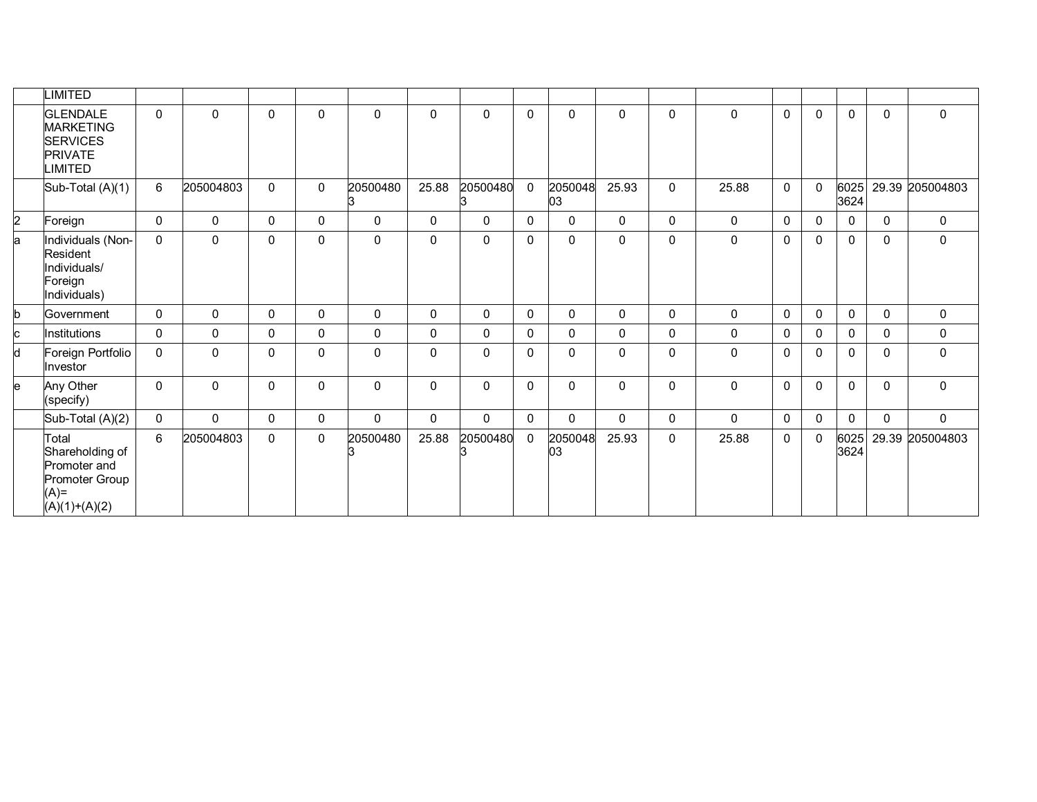|  |  |  |  |  |  |  |  |  |  |  |  |  |  |  |  |  |  |  |
|---|---|---|---|---|---|---|---|---|---|---|---|---|---|---|---|---|---|---|
|  | LIMITED |  |  |  |  |  |  |  |  |  |  |  |  |  |  |  |  |  |
|  | GLENDALE MARKETING SERVICES PRIVATE LIMITED | 0 | 0 | 0 | 0 | 0 | 0 | 0 | 0 | 0 | 0 | 0 | 0 | 0 | 0 | 0 | 0 | 0 |
|  | Sub-Total (A)(1) | 6 | 205004803 | 0 | 0 | 205004803 | 25.88 | 205004803 | 0 | 205004803 | 25.93 | 0 | 25.88 | 0 | 0 | 60253624 | 29.39 | 205004803 |
| 2 | Foreign | 0 | 0 | 0 | 0 | 0 | 0 | 0 | 0 | 0 | 0 | 0 | 0 | 0 | 0 | 0 | 0 | 0 |
| a | Individuals (Non-Resident Individuals/ Foreign Individuals) | 0 | 0 | 0 | 0 | 0 | 0 | 0 | 0 | 0 | 0 | 0 | 0 | 0 | 0 | 0 | 0 | 0 |
| b | Government | 0 | 0 | 0 | 0 | 0 | 0 | 0 | 0 | 0 | 0 | 0 | 0 | 0 | 0 | 0 | 0 | 0 |
| c | Institutions | 0 | 0 | 0 | 0 | 0 | 0 | 0 | 0 | 0 | 0 | 0 | 0 | 0 | 0 | 0 | 0 | 0 |
| d | Foreign Portfolio Investor | 0 | 0 | 0 | 0 | 0 | 0 | 0 | 0 | 0 | 0 | 0 | 0 | 0 | 0 | 0 | 0 | 0 |
| e | Any Other (specify) | 0 | 0 | 0 | 0 | 0 | 0 | 0 | 0 | 0 | 0 | 0 | 0 | 0 | 0 | 0 | 0 | 0 |
|  | Sub-Total (A)(2) | 0 | 0 | 0 | 0 | 0 | 0 | 0 | 0 | 0 | 0 | 0 | 0 | 0 | 0 | 0 | 0 | 0 |
|  | Total Shareholding of Promoter and Promoter Group (A)=(A)(1)+(A)(2) | 6 | 205004803 | 0 | 0 | 205004803 | 25.88 | 205004803 | 0 | 205004803 | 25.93 | 0 | 25.88 | 0 | 0 | 60253624 | 29.39 | 205004803 |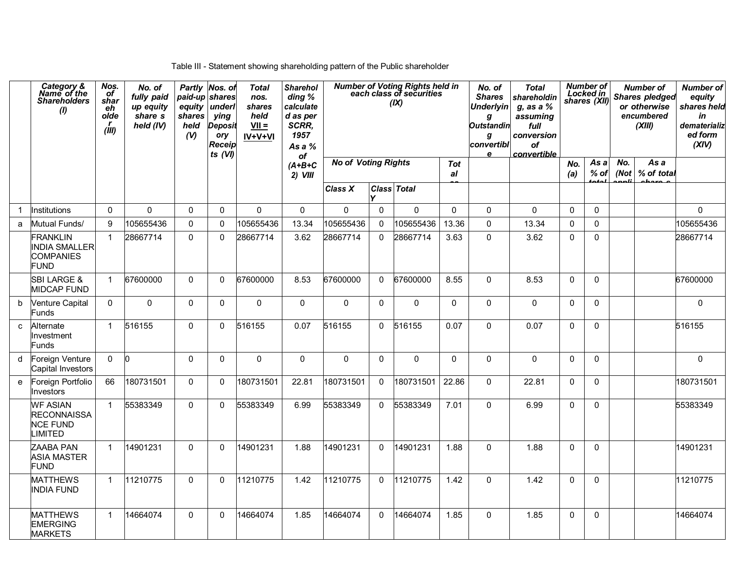Table III - Statement showing shareholding pattern of the Public shareholder

| | Category & Name of the Shareholders (I) | Nos. of shareholder (III) | No. of fully paid up equity share s held (IV) | Partly paid-up equity shares held (V) | Nos. of shares underlying Depository Receipts (VI) | Total nos. shares held VII = IV+V+VI | Shareholding % calculated as per SCRR, 1957 As a % of (A+B+C2) VIII | Number of Voting Rights held in each class of securities (IX) | | | | No. of Shares Underlying Outstanding convertible | Total shareholding, as a % assuming full conversion of convertible | Number of Locked in shares (XII) | | Number of Shares pledged or otherwise encumbered (XIII) | | Number of equity shares held in dematerialized form (XIV) |
|---|---|---|---|---|---|---|---|---|---|---|---|---|---|---|---|---|---|---|
| | | | | | | | | No of Voting Rights | | | Total as | | | No. (a) | As a % of total | No. (Not appli | As a % of total share s | |
| | | | | | | | | Class X | Class Y | Total | | | | | | | | |
| 1 | Institutions | 0 | 0 | 0 | 0 | 0 | 0 | 0 | 0 | 0 | 0 | 0 | 0 | 0 | 0 | | | 0 |
| a | Mutual Funds/ | 9 | 105655436 | 0 | 0 | 105655436 | 13.34 | 105655436 | 0 | 105655436 | 13.36 | 0 | 13.34 | 0 | 0 | | | 105655436 |
| | FRANKLIN INDIA SMALLER COMPANIES FUND | 1 | 28667714 | 0 | 0 | 28667714 | 3.62 | 28667714 | 0 | 28667714 | 3.63 | 0 | 3.62 | 0 | 0 | | | 28667714 |
| | SBI LARGE & MIDCAP FUND | 1 | 67600000 | 0 | 0 | 67600000 | 8.53 | 67600000 | 0 | 67600000 | 8.55 | 0 | 8.53 | 0 | 0 | | | 67600000 |
| b | Venture Capital Funds | 0 | 0 | 0 | 0 | 0 | 0 | 0 | 0 | 0 | 0 | 0 | 0 | 0 | 0 | | | 0 |
| c | Alternate Investment Funds | 1 | 516155 | 0 | 0 | 516155 | 0.07 | 516155 | 0 | 516155 | 0.07 | 0 | 0.07 | 0 | 0 | | | 516155 |
| d | Foreign Venture Capital Investors | 0 | 0 | 0 | 0 | 0 | 0 | 0 | 0 | 0 | 0 | 0 | 0 | 0 | 0 | | | 0 |
| e | Foreign Portfolio Investors | 66 | 180731501 | 0 | 0 | 180731501 | 22.81 | 180731501 | 0 | 180731501 | 22.86 | 0 | 22.81 | 0 | 0 | | | 180731501 |
| | WF ASIAN RECONNAISSANCE FUND LIMITED | 1 | 55383349 | 0 | 0 | 55383349 | 6.99 | 55383349 | 0 | 55383349 | 7.01 | 0 | 6.99 | 0 | 0 | | | 55383349 |
| | ZAABA PAN ASIA MASTER FUND | 1 | 14901231 | 0 | 0 | 14901231 | 1.88 | 14901231 | 0 | 14901231 | 1.88 | 0 | 1.88 | 0 | 0 | | | 14901231 |
| | MATTHEWS INDIA FUND | 1 | 11210775 | 0 | 0 | 11210775 | 1.42 | 11210775 | 0 | 11210775 | 1.42 | 0 | 1.42 | 0 | 0 | | | 11210775 |
| | MATTHEWS EMERGING MARKETS | 1 | 14664074 | 0 | 0 | 14664074 | 1.85 | 14664074 | 0 | 14664074 | 1.85 | 0 | 1.85 | 0 | 0 | | | 14664074 |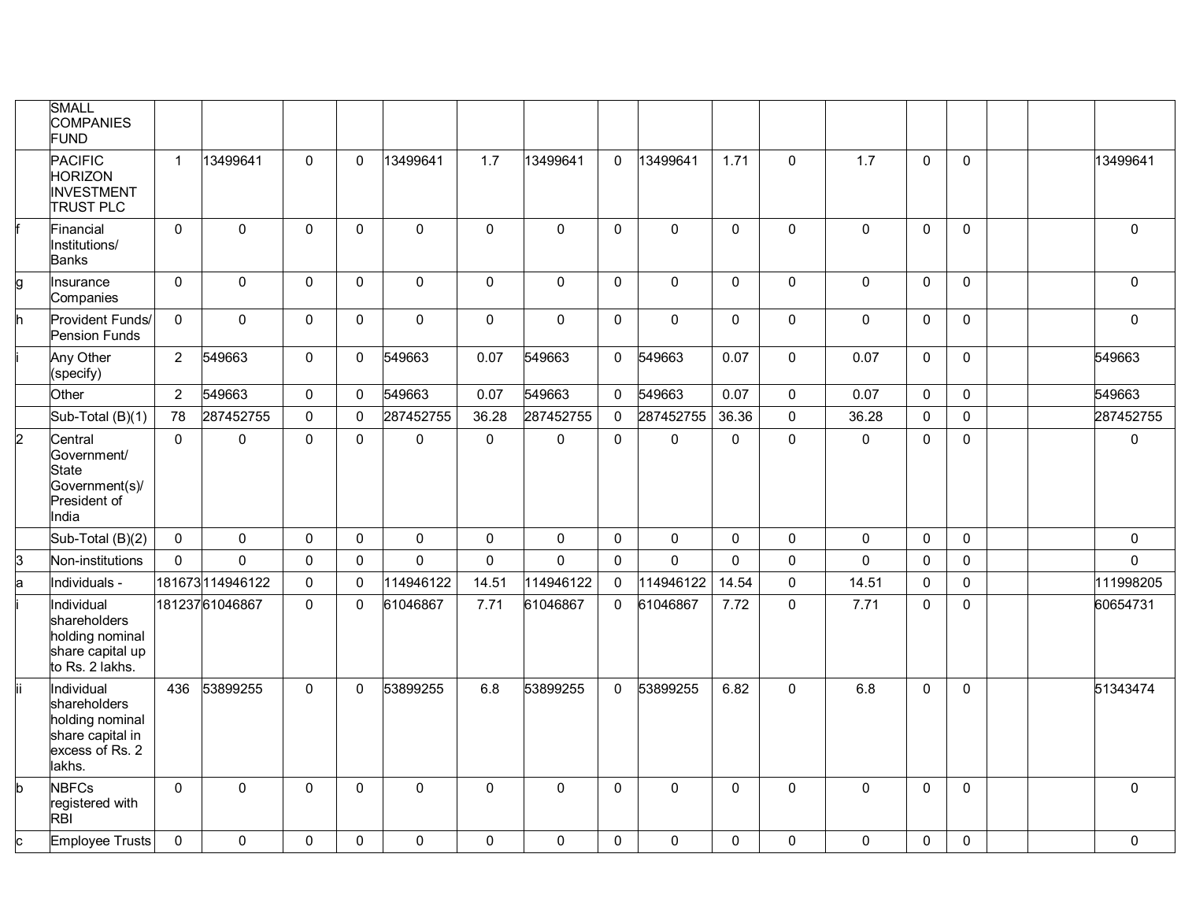|  |  |  |  |  |  |  |  |  |  |  |  |  |  |  |  |  |  |
|---|---|---|---|---|---|---|---|---|---|---|---|---|---|---|---|---|---|
|  | SMALL COMPANIES FUND |  |  |  |  |  |  |  |  |  |  |  |  |  |  |  |  |
|  | PACIFIC HORIZON INVESTMENT TRUST PLC | 1 | 13499641 | 0 | 0 | 13499641 | 1.7 | 13499641 | 0 | 13499641 | 1.71 | 0 | 1.7 | 0 | 0 |  | 13499641 |
| f | Financial Institutions/ Banks | 0 | 0 | 0 | 0 | 0 | 0 | 0 | 0 | 0 | 0 | 0 | 0 | 0 | 0 |  | 0 |
| g | Insurance Companies | 0 | 0 | 0 | 0 | 0 | 0 | 0 | 0 | 0 | 0 | 0 | 0 | 0 | 0 |  | 0 |
| h | Provident Funds/ Pension Funds | 0 | 0 | 0 | 0 | 0 | 0 | 0 | 0 | 0 | 0 | 0 | 0 | 0 | 0 |  | 0 |
| i | Any Other (specify) | 2 | 549663 | 0 | 0 | 549663 | 0.07 | 549663 | 0 | 549663 | 0.07 | 0 | 0.07 | 0 | 0 |  | 549663 |
|  | Other | 2 | 549663 | 0 | 0 | 549663 | 0.07 | 549663 | 0 | 549663 | 0.07 | 0 | 0.07 | 0 | 0 |  | 549663 |
|  | Sub-Total (B)(1) | 78 | 287452755 | 0 | 0 | 287452755 | 36.28 | 287452755 | 0 | 287452755 | 36.36 | 0 | 36.28 | 0 | 0 |  | 287452755 |
| 2 | Central Government/ State Government(s)/ President of India | 0 | 0 | 0 | 0 | 0 | 0 | 0 | 0 | 0 | 0 | 0 | 0 | 0 | 0 |  | 0 |
|  | Sub-Total (B)(2) | 0 | 0 | 0 | 0 | 0 | 0 | 0 | 0 | 0 | 0 | 0 | 0 | 0 | 0 |  | 0 |
| 3 | Non-institutions | 0 | 0 | 0 | 0 | 0 | 0 | 0 | 0 | 0 | 0 | 0 | 0 | 0 | 0 |  | 0 |
| a | Individuals - | 181673 | 114946122 | 0 | 0 | 114946122 | 14.51 | 114946122 | 0 | 114946122 | 14.54 | 0 | 14.51 | 0 | 0 |  | 111998205 |
| i | Individual shareholders holding nominal share capital up to Rs. 2 lakhs. | 181237 | 61046867 | 0 | 0 | 61046867 | 7.71 | 61046867 | 0 | 61046867 | 7.72 | 0 | 7.71 | 0 | 0 |  | 60654731 |
| ii | Individual shareholders holding nominal share capital in excess of Rs. 2 lakhs. | 436 | 53899255 | 0 | 0 | 53899255 | 6.8 | 53899255 | 0 | 53899255 | 6.82 | 0 | 6.8 | 0 | 0 |  | 51343474 |
| b | NBFCs registered with RBI | 0 | 0 | 0 | 0 | 0 | 0 | 0 | 0 | 0 | 0 | 0 | 0 | 0 | 0 |  | 0 |
| c | Employee Trusts | 0 | 0 | 0 | 0 | 0 | 0 | 0 | 0 | 0 | 0 | 0 | 0 | 0 | 0 |  | 0 |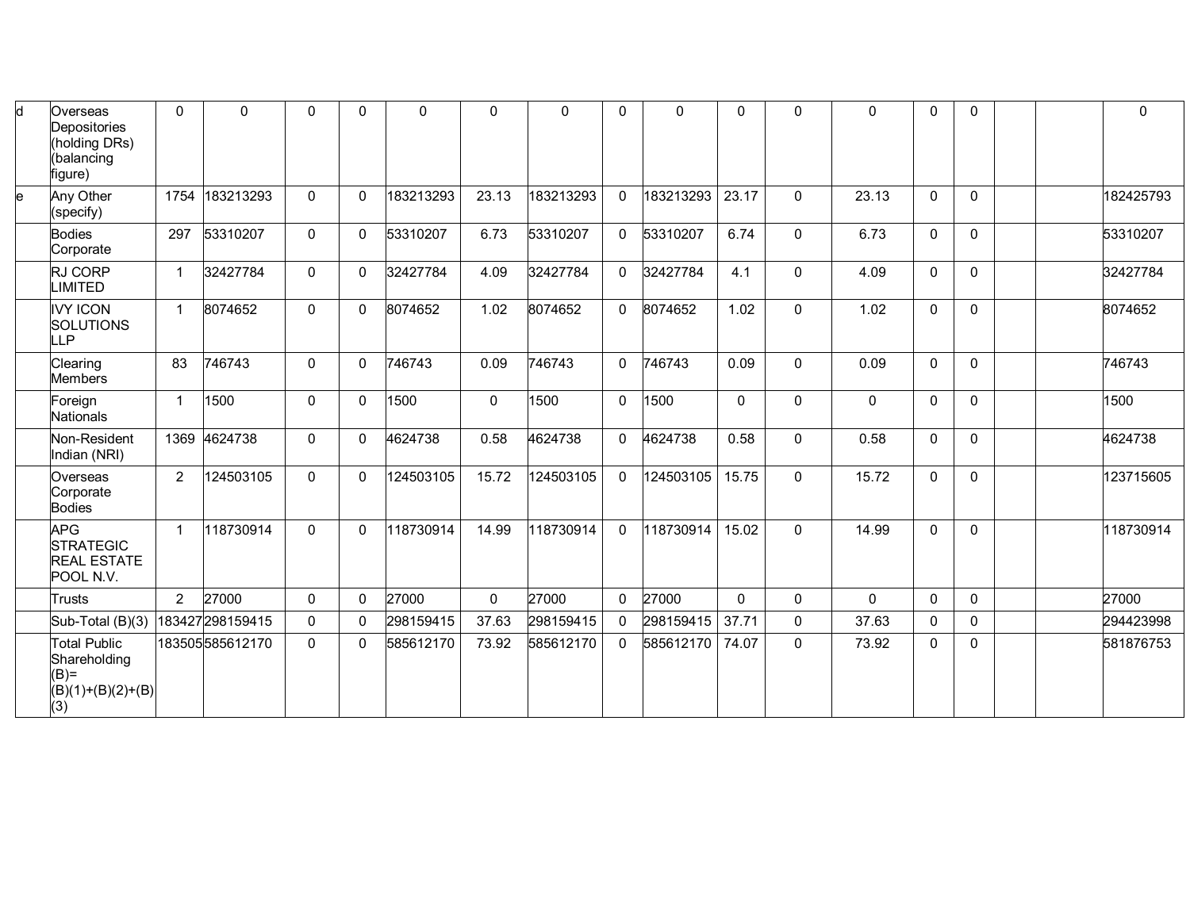| | | | | | | | | | | | | | | | | | | |
|---|---|---|---|---|---|---|---|---|---|---|---|---|---|---|---|---|---|---|
| d | Overseas Depositories (holding DRs) (balancing figure) | 0 | 0 | 0 | 0 | 0 | 0 | 0 | 0 | 0 | 0 | 0 | 0 | 0 | 0 | | | 0 |
| e | Any Other (specify) | 1754 | 183213293 | 0 | 0 | 183213293 | 23.13 | 183213293 | 0 | 183213293 | 23.17 | 0 | 23.13 | 0 | 0 | | | 182425793 |
| | Bodies Corporate | 297 | 53310207 | 0 | 0 | 53310207 | 6.73 | 53310207 | 0 | 53310207 | 6.74 | 0 | 6.73 | 0 | 0 | | | 53310207 |
| | RJ CORP LIMITED | 1 | 32427784 | 0 | 0 | 32427784 | 4.09 | 32427784 | 0 | 32427784 | 4.1 | 0 | 4.09 | 0 | 0 | | | 32427784 |
| | IVY ICON SOLUTIONS LLP | 1 | 8074652 | 0 | 0 | 8074652 | 1.02 | 8074652 | 0 | 8074652 | 1.02 | 0 | 1.02 | 0 | 0 | | | 8074652 |
| | Clearing Members | 83 | 746743 | 0 | 0 | 746743 | 0.09 | 746743 | 0 | 746743 | 0.09 | 0 | 0.09 | 0 | 0 | | | 746743 |
| | Foreign Nationals | 1 | 1500 | 0 | 0 | 1500 | 0 | 1500 | 0 | 1500 | 0 | 0 | 0 | 0 | 0 | | | 1500 |
| | Non-Resident Indian (NRI) | 1369 | 4624738 | 0 | 0 | 4624738 | 0.58 | 4624738 | 0 | 4624738 | 0.58 | 0 | 0.58 | 0 | 0 | | | 4624738 |
| | Overseas Corporate Bodies | 2 | 124503105 | 0 | 0 | 124503105 | 15.72 | 124503105 | 0 | 124503105 | 15.75 | 0 | 15.72 | 0 | 0 | | | 123715605 |
| | APG STRATEGIC REAL ESTATE POOL N.V. | 1 | 118730914 | 0 | 0 | 118730914 | 14.99 | 118730914 | 0 | 118730914 | 15.02 | 0 | 14.99 | 0 | 0 | | | 118730914 |
| | Trusts | 2 | 27000 | 0 | 0 | 27000 | 0 | 27000 | 0 | 27000 | 0 | 0 | 0 | 0 | 0 | | | 27000 |
| | Sub-Total (B)(3) | 183427 | 298159415 | 0 | 0 | 298159415 | 37.63 | 298159415 | 0 | 298159415 | 37.71 | 0 | 37.63 | 0 | 0 | | | 294423998 |
| | Total Public Shareholding (B)=(B)(1)+(B)(2)+(B)(3) | 183505 | 585612170 | 0 | 0 | 585612170 | 73.92 | 585612170 | 0 | 585612170 | 74.07 | 0 | 73.92 | 0 | 0 | | | 581876753 |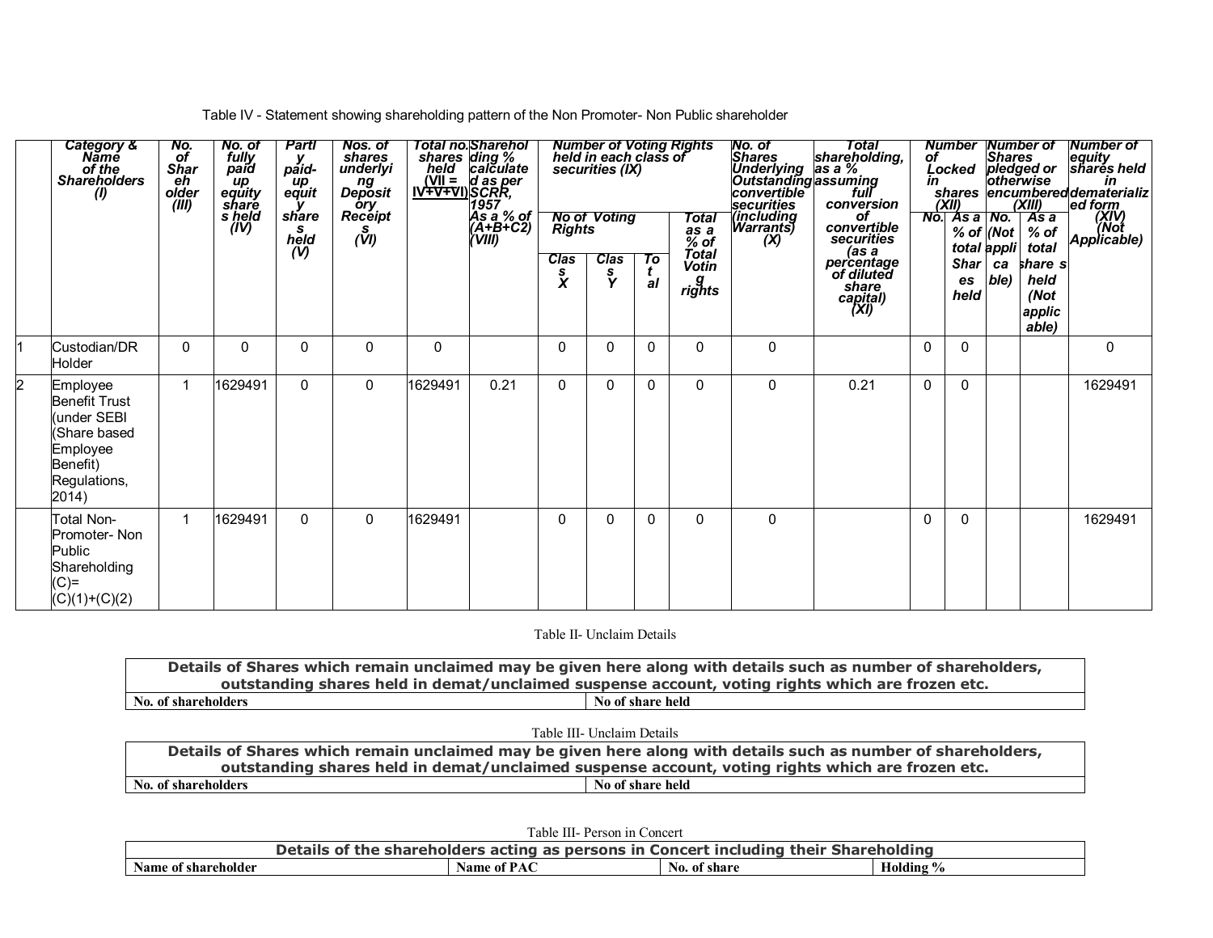Table IV - Statement showing shareholding pattern of the Non Promoter- Non Public shareholder

| | Category & Name of the Shareholders (I) | No. of Shareholder (III) | No. of fully paid up equity shares held (IV) | Partly paid-up equity shares held (V) | Nos. of shares underlying Depository Receipts (VI) | Total no. shares held (VII = IV+V+VI) | Shareholding % calculated as per SCRR, 1957 As a % of (A+B+C2) (VIII) | Number of Voting Rights held in each class of securities (IX) | | | | No. of Shares Underlying Outstanding convertible securities (including Warrants) (X) | Total shareholding, as a % assuming full conversion of convertible securities (as a percentage of diluted share capital) (XI) | Number of Locked in shares (XII) | | Number of Shares pledged or otherwise encumbered (XIII) | | Number of equity shares held in dematerialized form (XIV) (Not Applicable) |
|---|---|---|---|---|---|---|---|---|---|---|---|---|---|---|---|---|---|---|
| | | | | | | | | No of Voting Rights | | | Total as a % of Total Voting rights | | | No. | As a % of total Shares held | No. (Not applicable) | As a % of total share s held (Not applicable) | |
| | | | | | | | | Class X | Class Y | Total | | | | | | | | |
| 1 | Custodian/DR Holder | 0 | 0 | 0 | 0 | 0 | | 0 | 0 | 0 | 0 | 0 | | 0 | 0 | | | 0 |
| 2 | Employee Benefit Trust (under SEBI (Share based Employee Benefit) Regulations, 2014) | 1 | 1629491 | 0 | 0 | 1629491 | 0.21 | 0 | 0 | 0 | 0 | 0 | 0.21 | 0 | 0 | | | 1629491 |
| | Total Non-Promoter- Non Public Shareholding (C)= (C)(1)+(C)(2) | 1 | 1629491 | 0 | 0 | 1629491 | | 0 | 0 | 0 | 0 | 0 | | 0 | 0 | | | 1629491 |

Table II- Unclaim Details

| Details of Shares which remain unclaimed may be given here along with details such as number of shareholders, outstanding shares held in demat/unclaimed suspense account, voting rights which are frozen etc. | |
|---|---|
| **No. of shareholders** | **No of share held** |

Table III- Unclaim Details

| Details of Shares which remain unclaimed may be given here along with details such as number of shareholders, outstanding shares held in demat/unclaimed suspense account, voting rights which are frozen etc. | |
|---|---|
| **No. of shareholders** | **No of share held** |

Table III- Person in Concert

| Details of the shareholders acting as persons in Concert including their Shareholding | | | |
|---|---|---|---|
| **Name of shareholder** | **Name of PAC** | **No. of share** | **Holding %** |